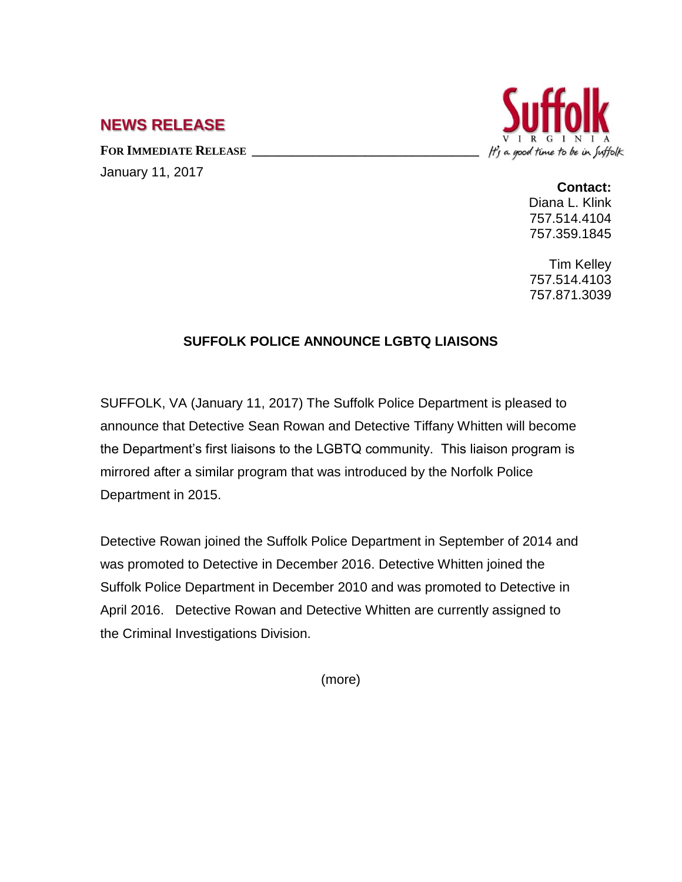## NEWS RELEASE

**FOR IMMEDIATE RELEASE**

January 11, 2017

**Contact:**
Diana L. Klink
757.514.4104
757.359.1845

Tim Kelley
757.514.4103
757.871.3039

### SUFFOLK POLICE ANNOUNCE LGBTQ LIAISONS

SUFFOLK, VA (January 11, 2017) The Suffolk Police Department is pleased to announce that Detective Sean Rowan and Detective Tiffany Whitten will become the Department's first liaisons to the LGBTQ community. This liaison program is mirrored after a similar program that was introduced by the Norfolk Police Department in 2015.

Detective Rowan joined the Suffolk Police Department in September of 2014 and was promoted to Detective in December 2016. Detective Whitten joined the Suffolk Police Department in December 2010 and was promoted to Detective in April 2016. Detective Rowan and Detective Whitten are currently assigned to the Criminal Investigations Division.

(more)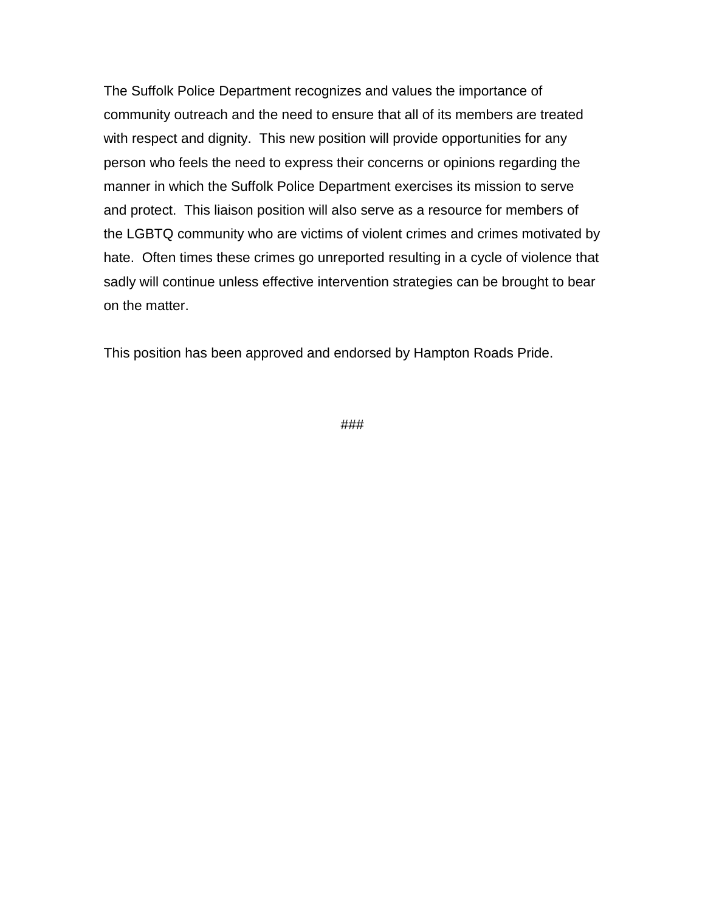The Suffolk Police Department recognizes and values the importance of community outreach and the need to ensure that all of its members are treated with respect and dignity. This new position will provide opportunities for any person who feels the need to express their concerns or opinions regarding the manner in which the Suffolk Police Department exercises its mission to serve and protect. This liaison position will also serve as a resource for members of the LGBTQ community who are victims of violent crimes and crimes motivated by hate. Often times these crimes go unreported resulting in a cycle of violence that sadly will continue unless effective intervention strategies can be brought to bear on the matter.

This position has been approved and endorsed by Hampton Roads Pride.

###